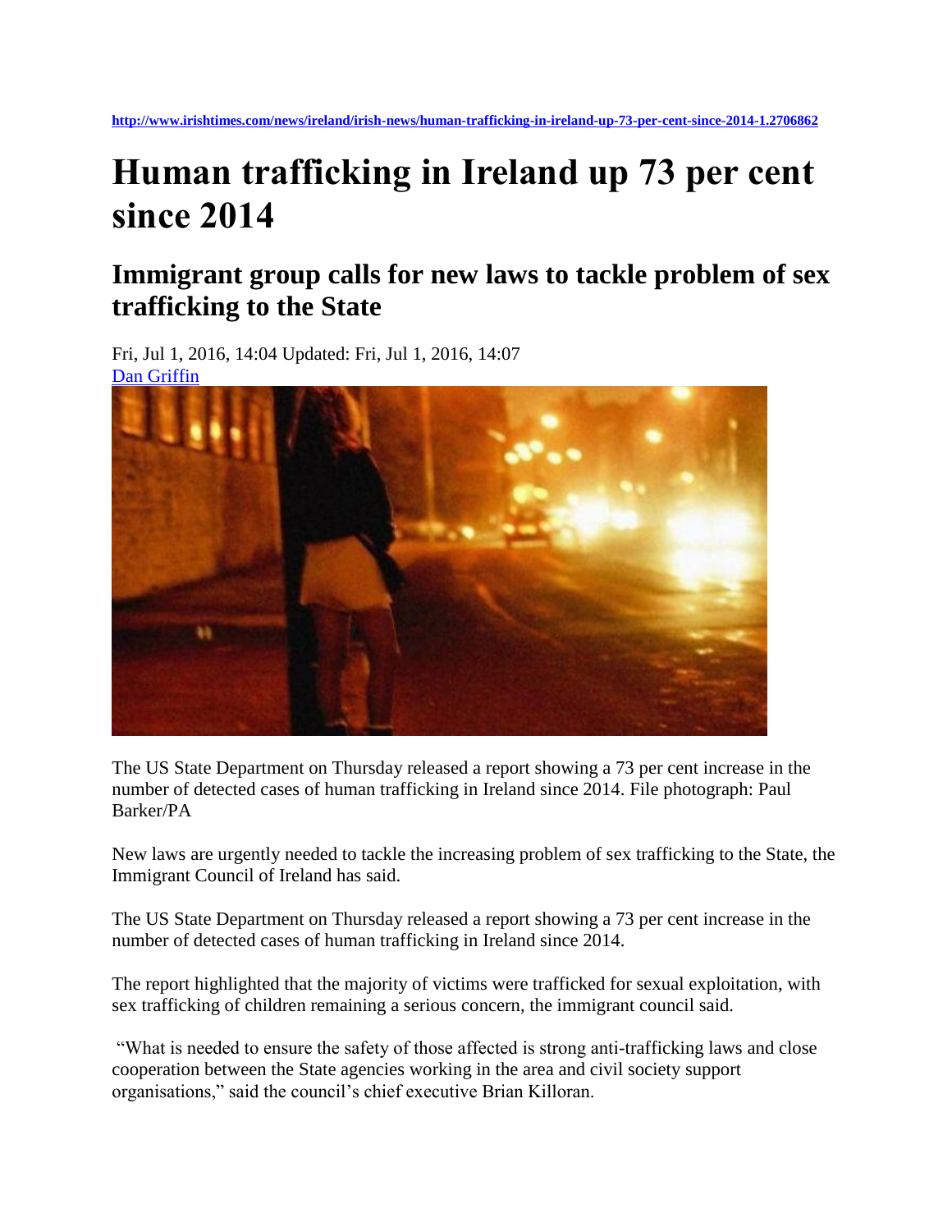http://www.irishtimes.com/news/ireland/irish-news/human-trafficking-in-ireland-up-73-per-cent-since-2014-1.2706862

# Human trafficking in Ireland up 73 per cent since 2014

## Immigrant group calls for new laws to tackle problem of sex trafficking to the State

Fri, Jul 1, 2016, 14:04 Updated: Fri, Jul 1, 2016, 14:07

Dan Griffin

The US State Department on Thursday released a report showing a 73 per cent increase in the number of detected cases of human trafficking in Ireland since 2014. File photograph: Paul Barker/PA

New laws are urgently needed to tackle the increasing problem of sex trafficking to the State, the Immigrant Council of Ireland has said.

The US State Department on Thursday released a report showing a 73 per cent increase in the number of detected cases of human trafficking in Ireland since 2014.

The report highlighted that the majority of victims were trafficked for sexual exploitation, with sex trafficking of children remaining a serious concern, the immigrant council said.

"What is needed to ensure the safety of those affected is strong anti-trafficking laws and close cooperation between the State agencies working in the area and civil society support organisations," said the council's chief executive Brian Killoran.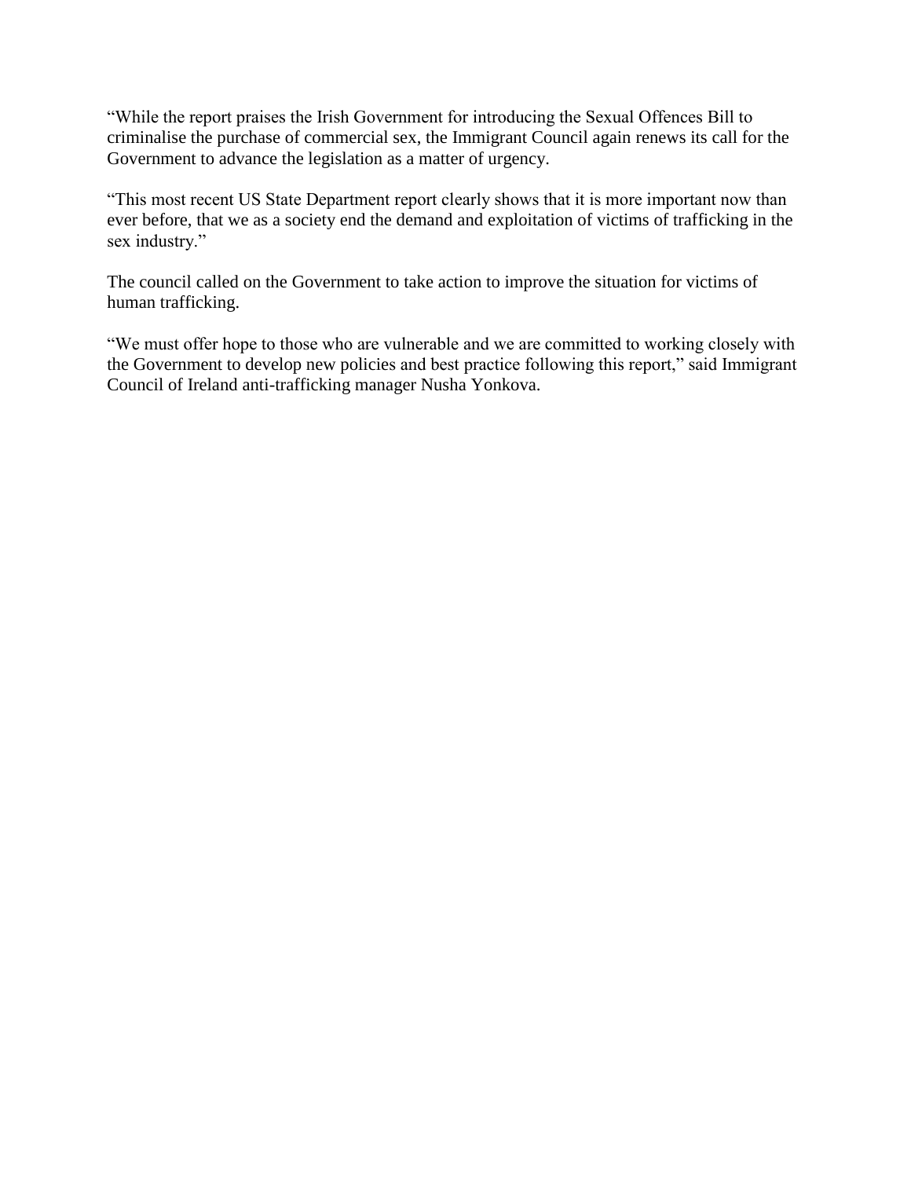"While the report praises the Irish Government for introducing the Sexual Offences Bill to criminalise the purchase of commercial sex, the Immigrant Council again renews its call for the Government to advance the legislation as a matter of urgency.

"This most recent US State Department report clearly shows that it is more important now than ever before, that we as a society end the demand and exploitation of victims of trafficking in the sex industry."

The council called on the Government to take action to improve the situation for victims of human trafficking.

"We must offer hope to those who are vulnerable and we are committed to working closely with the Government to develop new policies and best practice following this report," said Immigrant Council of Ireland anti-trafficking manager Nusha Yonkova.